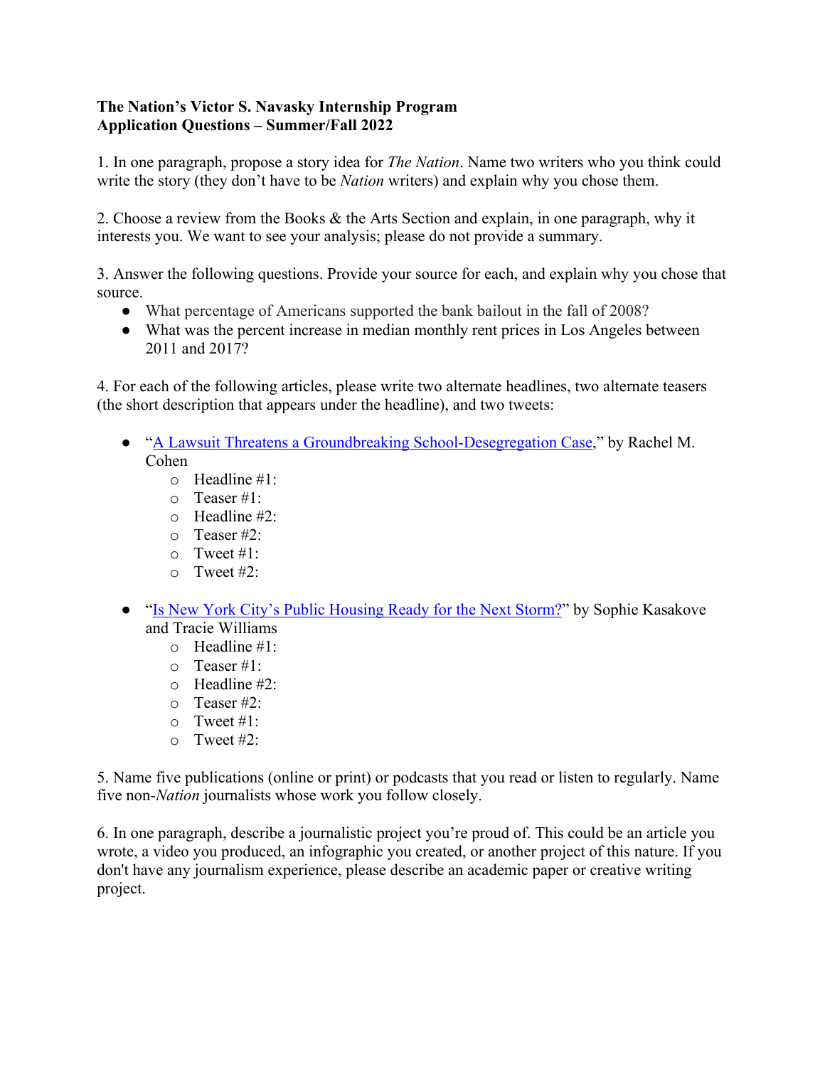**The Nation's Victor S. Navasky Internship Program**
**Application Questions – Summer/Fall 2022**

1. In one paragraph, propose a story idea for *The Nation*. Name two writers who you think could write the story (they don't have to be *Nation* writers) and explain why you chose them.

2. Choose a review from the Books & the Arts Section and explain, in one paragraph, why it interests you. We want to see your analysis; please do not provide a summary.

3. Answer the following questions. Provide your source for each, and explain why you chose that source.

- What percentage of Americans supported the bank bailout in the fall of 2008?
- What was the percent increase in median monthly rent prices in Los Angeles between 2011 and 2017?

4. For each of the following articles, please write two alternate headlines, two alternate teasers (the short description that appears under the headline), and two tweets:

- "A Lawsuit Threatens a Groundbreaking School-Desegregation Case," by Rachel M. Cohen
  - Headline #1:
  - Teaser #1:
  - Headline #2:
  - Teaser #2:
  - Tweet #1:
  - Tweet #2:

- "Is New York City's Public Housing Ready for the Next Storm?" by Sophie Kasakove and Tracie Williams
  - Headline #1:
  - Teaser #1:
  - Headline #2:
  - Teaser #2:
  - Tweet #1:
  - Tweet #2:

5. Name five publications (online or print) or podcasts that you read or listen to regularly. Name five non-*Nation* journalists whose work you follow closely.

6. In one paragraph, describe a journalistic project you're proud of. This could be an article you wrote, a video you produced, an infographic you created, or another project of this nature. If you don't have any journalism experience, please describe an academic paper or creative writing project.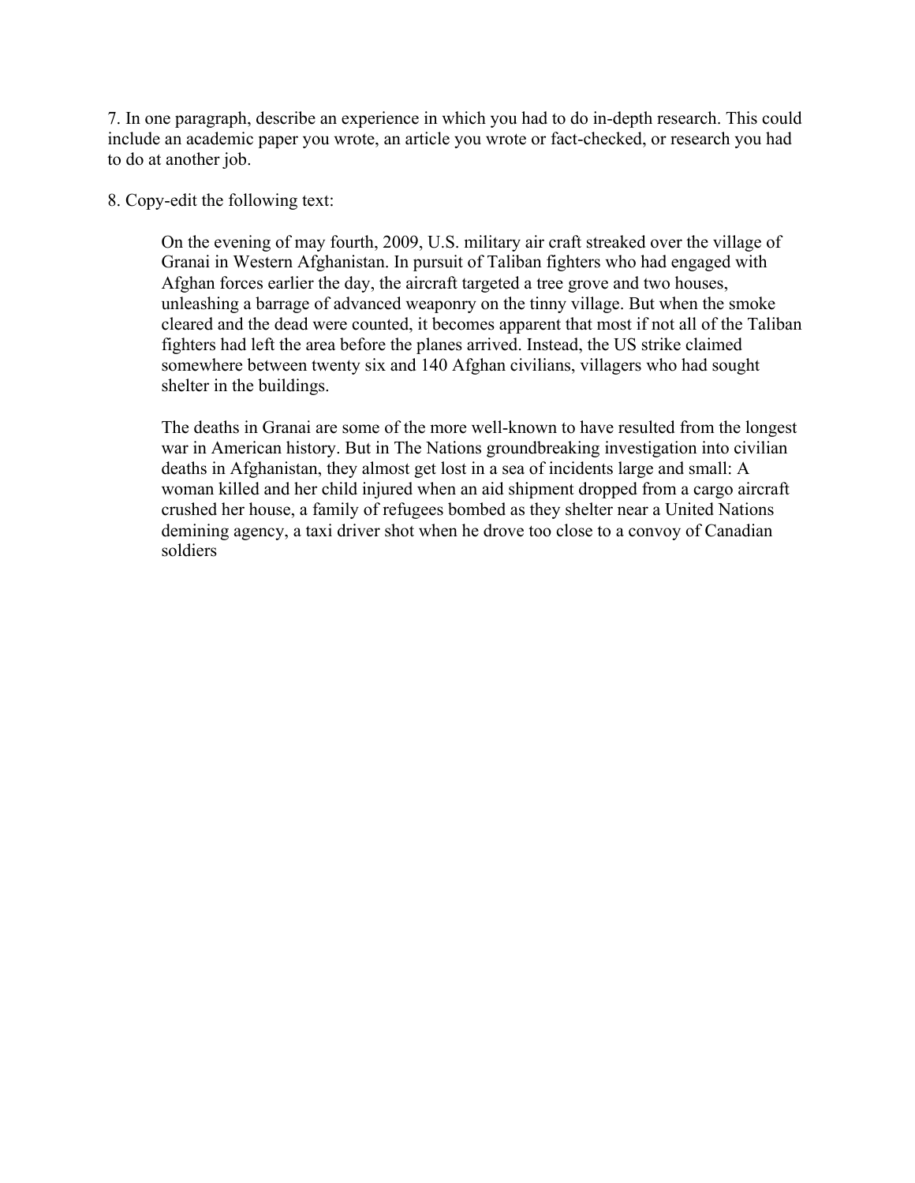7. In one paragraph, describe an experience in which you had to do in-depth research. This could include an academic paper you wrote, an article you wrote or fact-checked, or research you had to do at another job.

8. Copy-edit the following text:

> On the evening of may fourth, 2009, U.S. military air craft streaked over the village of Granai in Western Afghanistan. In pursuit of Taliban fighters who had engaged with Afghan forces earlier the day, the aircraft targeted a tree grove and two houses, unleashing a barrage of advanced weaponry on the tinny village. But when the smoke cleared and the dead were counted, it becomes apparent that most if not all of the Taliban fighters had left the area before the planes arrived. Instead, the US strike claimed somewhere between twenty six and 140 Afghan civilians, villagers who had sought shelter in the buildings.
>
> The deaths in Granai are some of the more well-known to have resulted from the longest war in American history. But in The Nations groundbreaking investigation into civilian deaths in Afghanistan, they almost get lost in a sea of incidents large and small: A woman killed and her child injured when an aid shipment dropped from a cargo aircraft crushed her house, a family of refugees bombed as they shelter near a United Nations demining agency, a taxi driver shot when he drove too close to a convoy of Canadian soldiers